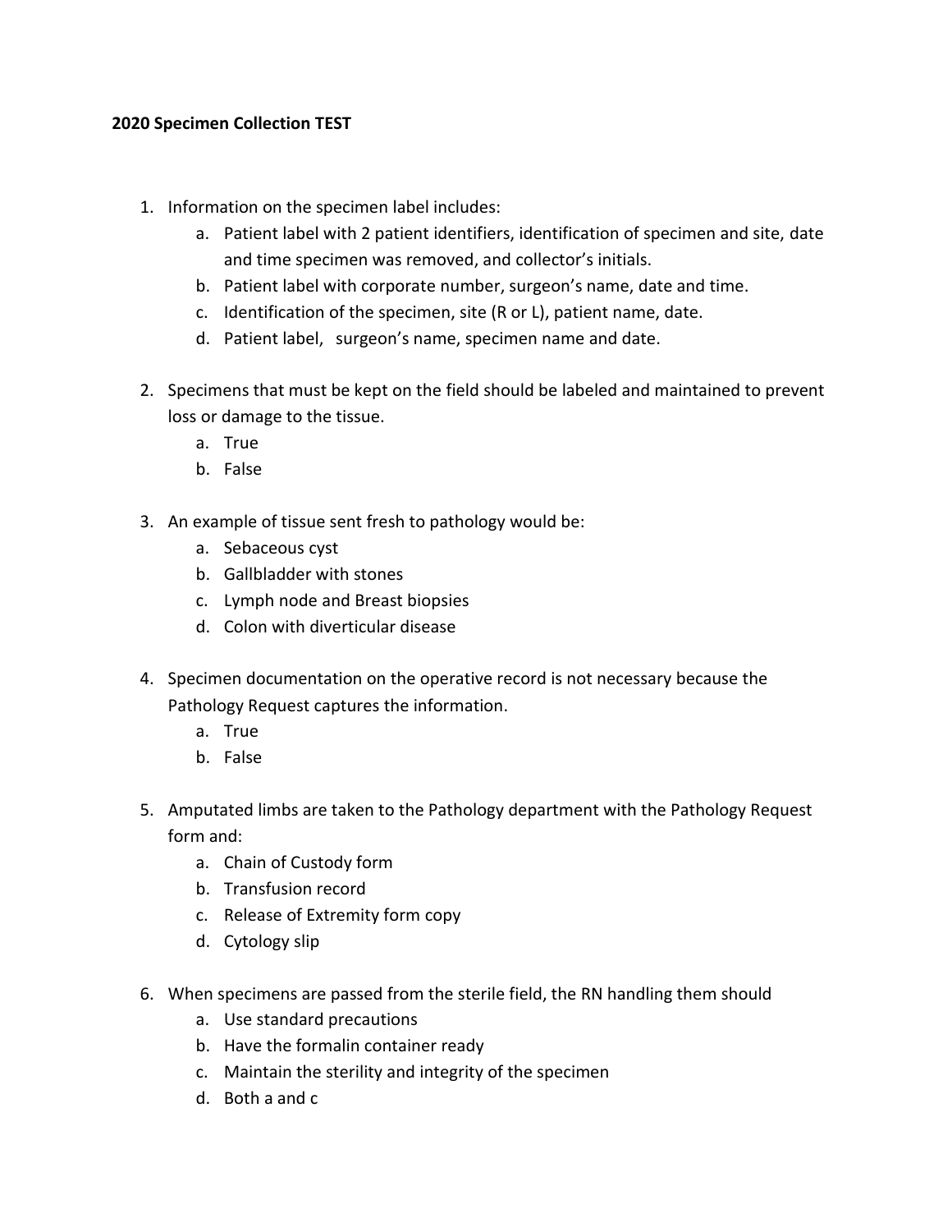**2020 Specimen Collection TEST**

1. Information on the specimen label includes:
    a. Patient label with 2 patient identifiers, identification of specimen and site, date and time specimen was removed, and collector's initials.
    b. Patient label with corporate number, surgeon's name, date and time.
    c. Identification of the specimen, site (R or L), patient name, date.
    d. Patient label, surgeon's name, specimen name and date.

2. Specimens that must be kept on the field should be labeled and maintained to prevent loss or damage to the tissue.
    a. True
    b. False

3. An example of tissue sent fresh to pathology would be:
    a. Sebaceous cyst
    b. Gallbladder with stones
    c. Lymph node and Breast biopsies
    d. Colon with diverticular disease

4. Specimen documentation on the operative record is not necessary because the Pathology Request captures the information.
    a. True
    b. False

5. Amputated limbs are taken to the Pathology department with the Pathology Request form and:
    a. Chain of Custody form
    b. Transfusion record
    c. Release of Extremity form copy
    d. Cytology slip

6. When specimens are passed from the sterile field, the RN handling them should
    a. Use standard precautions
    b. Have the formalin container ready
    c. Maintain the sterility and integrity of the specimen
    d. Both a and c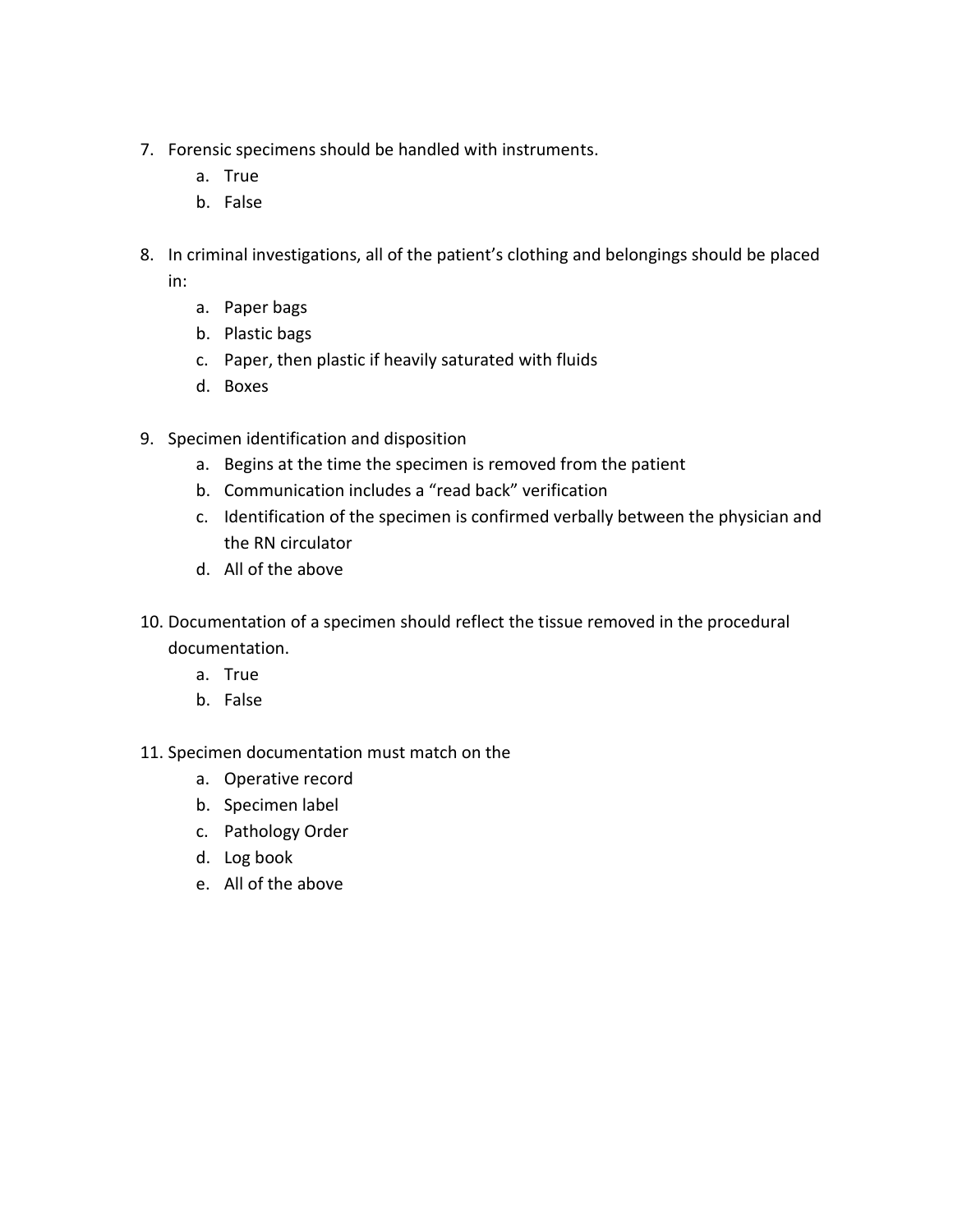7. Forensic specimens should be handled with instruments.
    a. True
    b. False

8. In criminal investigations, all of the patient’s clothing and belongings should be placed in:
    a. Paper bags
    b. Plastic bags
    c. Paper, then plastic if heavily saturated with fluids
    d. Boxes

9. Specimen identification and disposition
    a. Begins at the time the specimen is removed from the patient
    b. Communication includes a “read back” verification
    c. Identification of the specimen is confirmed verbally between the physician and the RN circulator
    d. All of the above

10. Documentation of a specimen should reflect the tissue removed in the procedural documentation.
    a. True
    b. False

11. Specimen documentation must match on the
    a. Operative record
    b. Specimen label
    c. Pathology Order
    d. Log book
    e. All of the above